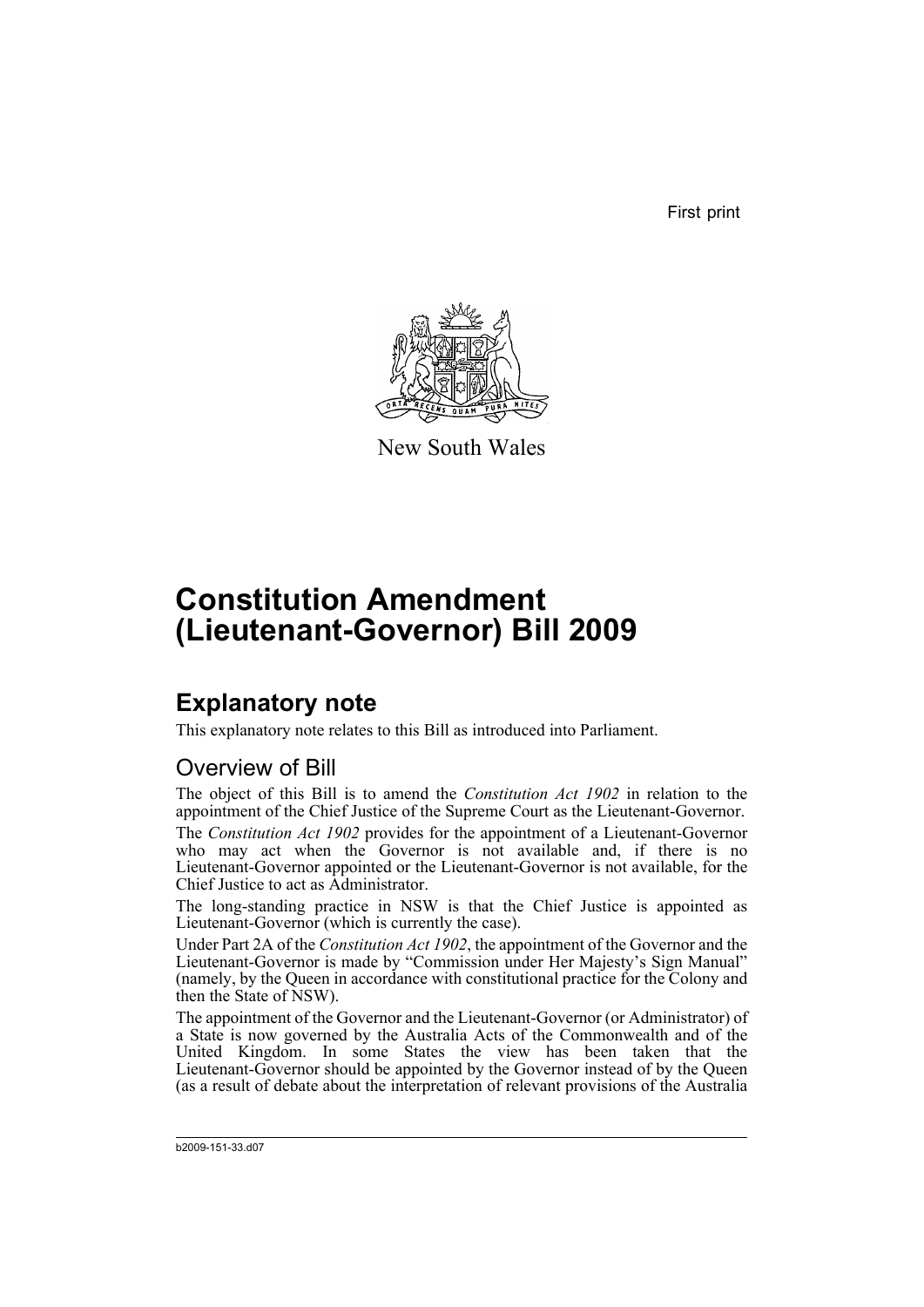First print

New South Wales

# Constitution Amendment (Lieutenant-Governor) Bill 2009

## Explanatory note

This explanatory note relates to this Bill as introduced into Parliament.

### Overview of Bill

The object of this Bill is to amend the *Constitution Act 1902* in relation to the appointment of the Chief Justice of the Supreme Court as the Lieutenant-Governor.

The *Constitution Act 1902* provides for the appointment of a Lieutenant-Governor who may act when the Governor is not available and, if there is no Lieutenant-Governor appointed or the Lieutenant-Governor is not available, for the Chief Justice to act as Administrator.

The long-standing practice in NSW is that the Chief Justice is appointed as Lieutenant-Governor (which is currently the case).

Under Part 2A of the *Constitution Act 1902*, the appointment of the Governor and the Lieutenant-Governor is made by "Commission under Her Majesty's Sign Manual" (namely, by the Queen in accordance with constitutional practice for the Colony and then the State of NSW).

The appointment of the Governor and the Lieutenant-Governor (or Administrator) of a State is now governed by the Australia Acts of the Commonwealth and of the United Kingdom. In some States the view has been taken that the Lieutenant-Governor should be appointed by the Governor instead of by the Queen (as a result of debate about the interpretation of relevant provisions of the Australia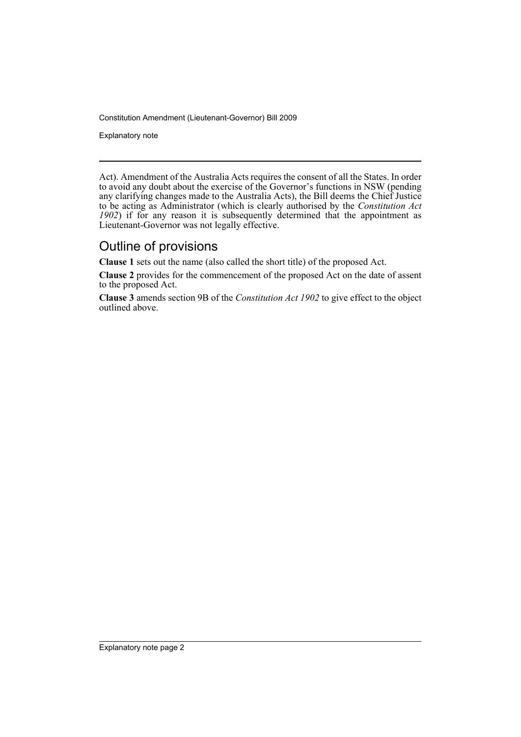Act). Amendment of the Australia Acts requires the consent of all the States. In order to avoid any doubt about the exercise of the Governor's functions in NSW (pending any clarifying changes made to the Australia Acts), the Bill deems the Chief Justice to be acting as Administrator (which is clearly authorised by the *Constitution Act 1902*) if for any reason it is subsequently determined that the appointment as Lieutenant-Governor was not legally effective.

## Outline of provisions

**Clause 1** sets out the name (also called the short title) of the proposed Act.

**Clause 2** provides for the commencement of the proposed Act on the date of assent to the proposed Act.

**Clause 3** amends section 9B of the *Constitution Act 1902* to give effect to the object outlined above.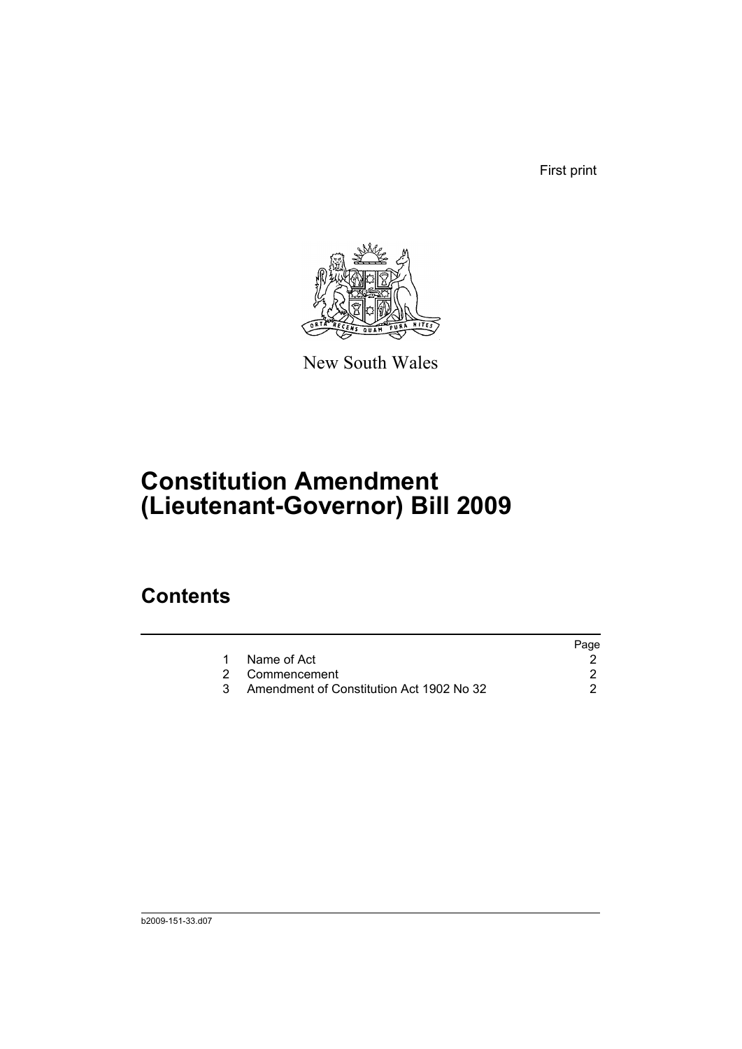First print

New South Wales

# Constitution Amendment (Lieutenant-Governor) Bill 2009

## Contents

| | | Page |
|---|---|---|
| 1 | Name of Act | 2 |
| 2 | Commencement | 2 |
| 3 | Amendment of Constitution Act 1902 No 32 | 2 |

b2009-151-33.d07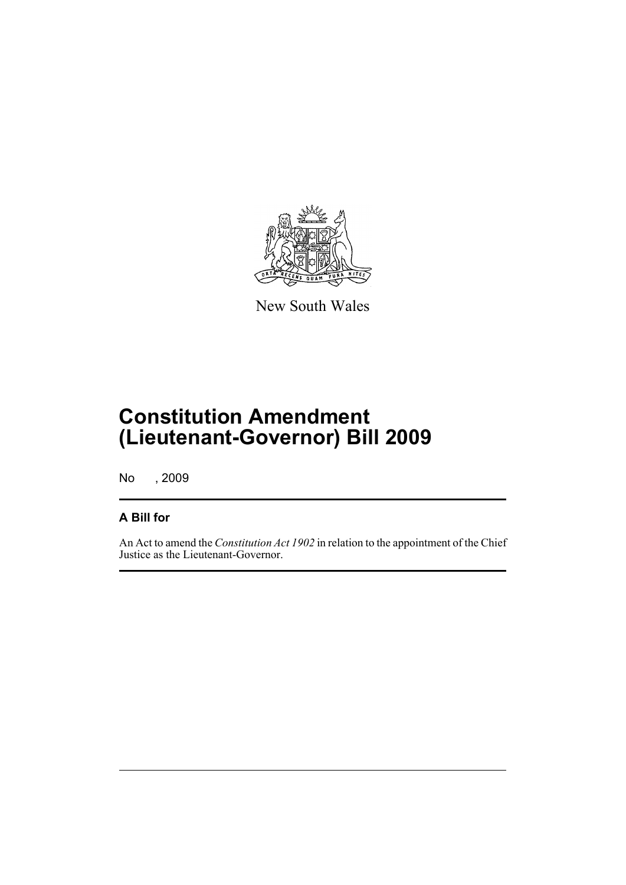New South Wales

# Constitution Amendment (Lieutenant-Governor) Bill 2009

No , 2009

## A Bill for

An Act to amend the *Constitution Act 1902* in relation to the appointment of the Chief Justice as the Lieutenant-Governor.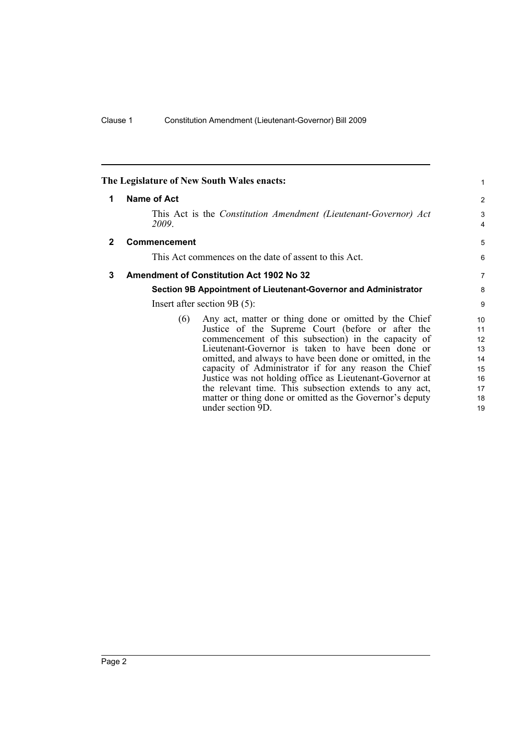The Legislature of New South Wales enacts:

## 1 Name of Act

This Act is the *Constitution Amendment (Lieutenant-Governor) Act 2009*.

## 2 Commencement

This Act commences on the date of assent to this Act.

## 3 Amendment of Constitution Act 1902 No 32

### Section 9B Appointment of Lieutenant-Governor and Administrator

Insert after section 9B (5):

(6) Any act, matter or thing done or omitted by the Chief Justice of the Supreme Court (before or after the commencement of this subsection) in the capacity of Lieutenant-Governor is taken to have been done or omitted, and always to have been done or omitted, in the capacity of Administrator if for any reason the Chief Justice was not holding office as Lieutenant-Governor at the relevant time. This subsection extends to any act, matter or thing done or omitted as the Governor's deputy under section 9D.